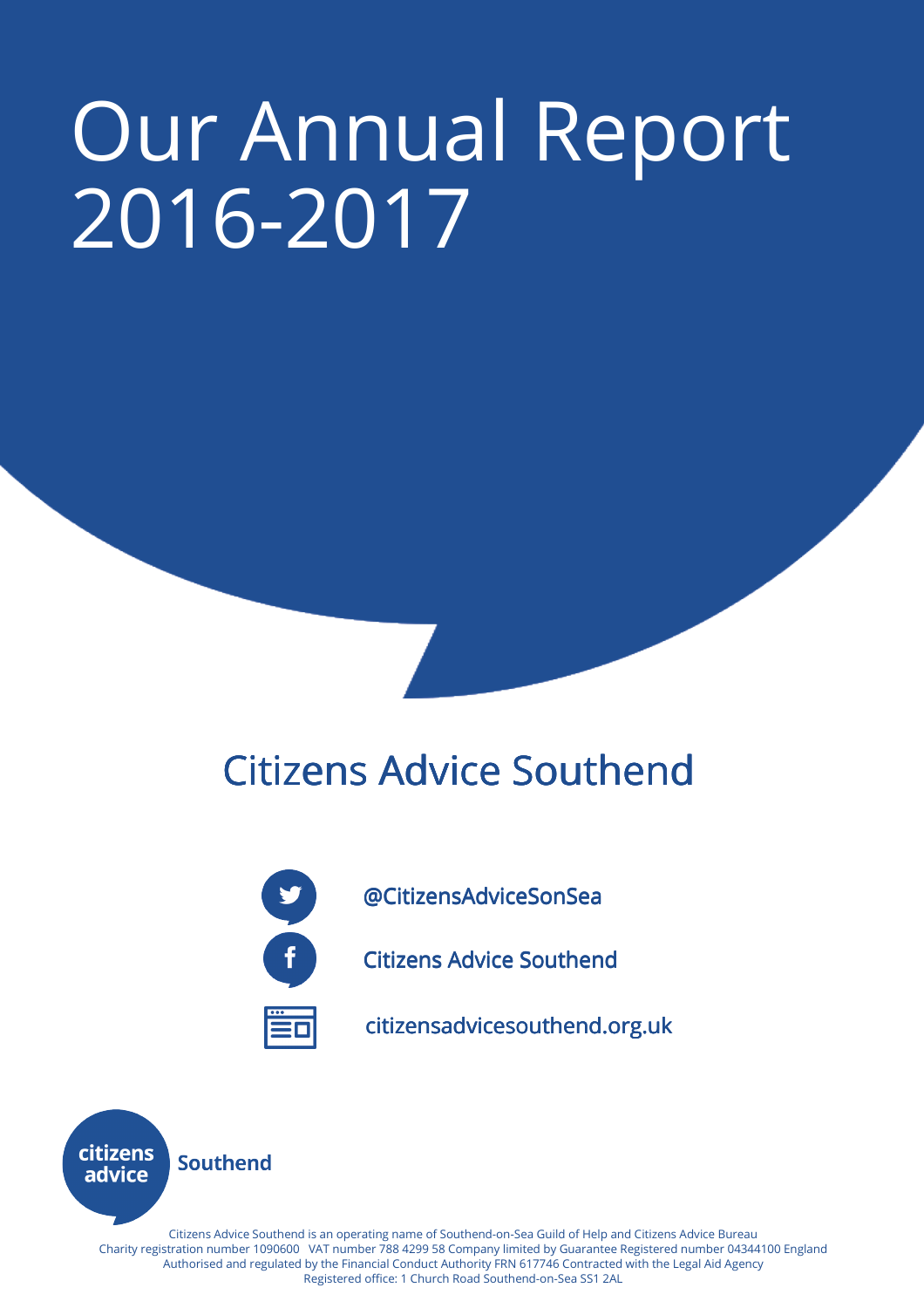# Our Annual Report 2016-2017

## Citizens Advice Southend

@CitizensAdviceSonSea

Citizens Advice Southend

citizensadvicesouthend.org.uk

citizens advice Southend

Citizens Advice Southend is an operating name of Southend-on-Sea Guild of Help and Citizens Advice Bureau
Charity registration number 1090600 VAT number 788 4299 58 Company limited by Guarantee Registered number 04344100 England
Authorised and regulated by the Financial Conduct Authority FRN 617746 Contracted with the Legal Aid Agency
Registered office: 1 Church Road Southend-on-Sea SS1 2AL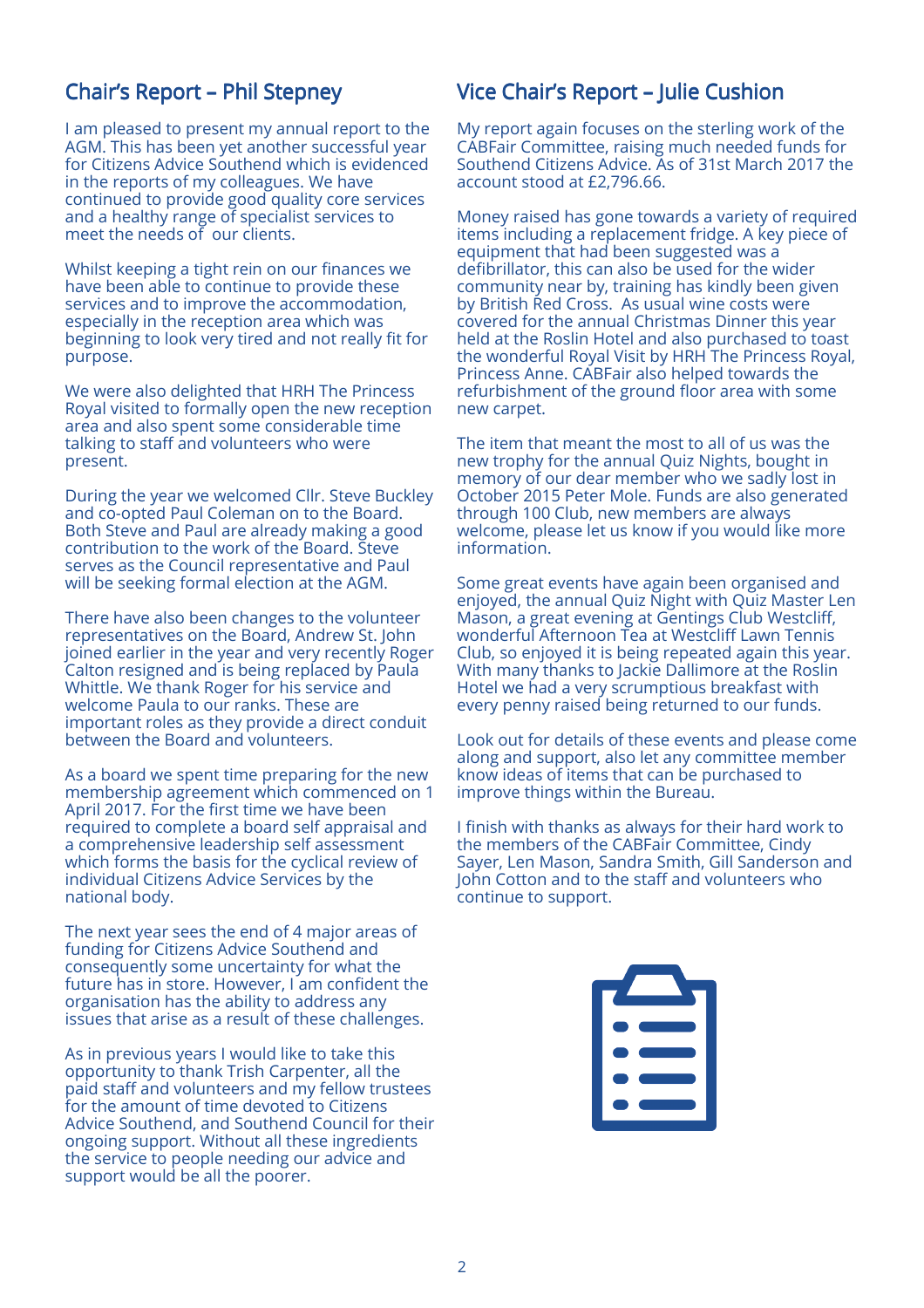## Chair's Report – Phil Stepney

I am pleased to present my annual report to the AGM. This has been yet another successful year for Citizens Advice Southend which is evidenced in the reports of my colleagues. We have continued to provide good quality core services and a healthy range of specialist services to meet the needs of our clients.

Whilst keeping a tight rein on our finances we have been able to continue to provide these services and to improve the accommodation, especially in the reception area which was beginning to look very tired and not really fit for purpose.

We were also delighted that HRH The Princess Royal visited to formally open the new reception area and also spent some considerable time talking to staff and volunteers who were present.

During the year we welcomed Cllr. Steve Buckley and co-opted Paul Coleman on to the Board. Both Steve and Paul are already making a good contribution to the work of the Board. Steve serves as the Council representative and Paul will be seeking formal election at the AGM.

There have also been changes to the volunteer representatives on the Board, Andrew St. John joined earlier in the year and very recently Roger Calton resigned and is being replaced by Paula Whittle. We thank Roger for his service and welcome Paula to our ranks. These are important roles as they provide a direct conduit between the Board and volunteers.

As a board we spent time preparing for the new membership agreement which commenced on 1 April 2017. For the first time we have been required to complete a board self appraisal and a comprehensive leadership self assessment which forms the basis for the cyclical review of individual Citizens Advice Services by the national body.

The next year sees the end of 4 major areas of funding for Citizens Advice Southend and consequently some uncertainty for what the future has in store. However, I am confident the organisation has the ability to address any issues that arise as a result of these challenges.

As in previous years I would like to take this opportunity to thank Trish Carpenter, all the paid staff and volunteers and my fellow trustees for the amount of time devoted to Citizens Advice Southend, and Southend Council for their ongoing support. Without all these ingredients the service to people needing our advice and support would be all the poorer.

## Vice Chair's Report – Julie Cushion

My report again focuses on the sterling work of the CABFair Committee, raising much needed funds for Southend Citizens Advice. As of 31st March 2017 the account stood at £2,796.66.

Money raised has gone towards a variety of required items including a replacement fridge. A key piece of equipment that had been suggested was a defibrillator, this can also be used for the wider community near by, training has kindly been given by British Red Cross. As usual wine costs were covered for the annual Christmas Dinner this year held at the Roslin Hotel and also purchased to toast the wonderful Royal Visit by HRH The Princess Royal, Princess Anne. CABFair also helped towards the refurbishment of the ground floor area with some new carpet.

The item that meant the most to all of us was the new trophy for the annual Quiz Nights, bought in memory of our dear member who we sadly lost in October 2015 Peter Mole. Funds are also generated through 100 Club, new members are always welcome, please let us know if you would like more information.

Some great events have again been organised and enjoyed, the annual Quiz Night with Quiz Master Len Mason, a great evening at Gentings Club Westcliff, wonderful Afternoon Tea at Westcliff Lawn Tennis Club, so enjoyed it is being repeated again this year. With many thanks to Jackie Dallimore at the Roslin Hotel we had a very scrumptious breakfast with every penny raised being returned to our funds.

Look out for details of these events and please come along and support, also let any committee member know ideas of items that can be purchased to improve things within the Bureau.

I finish with thanks as always for their hard work to the members of the CABFair Committee, Cindy Sayer, Len Mason, Sandra Smith, Gill Sanderson and John Cotton and to the staff and volunteers who continue to support.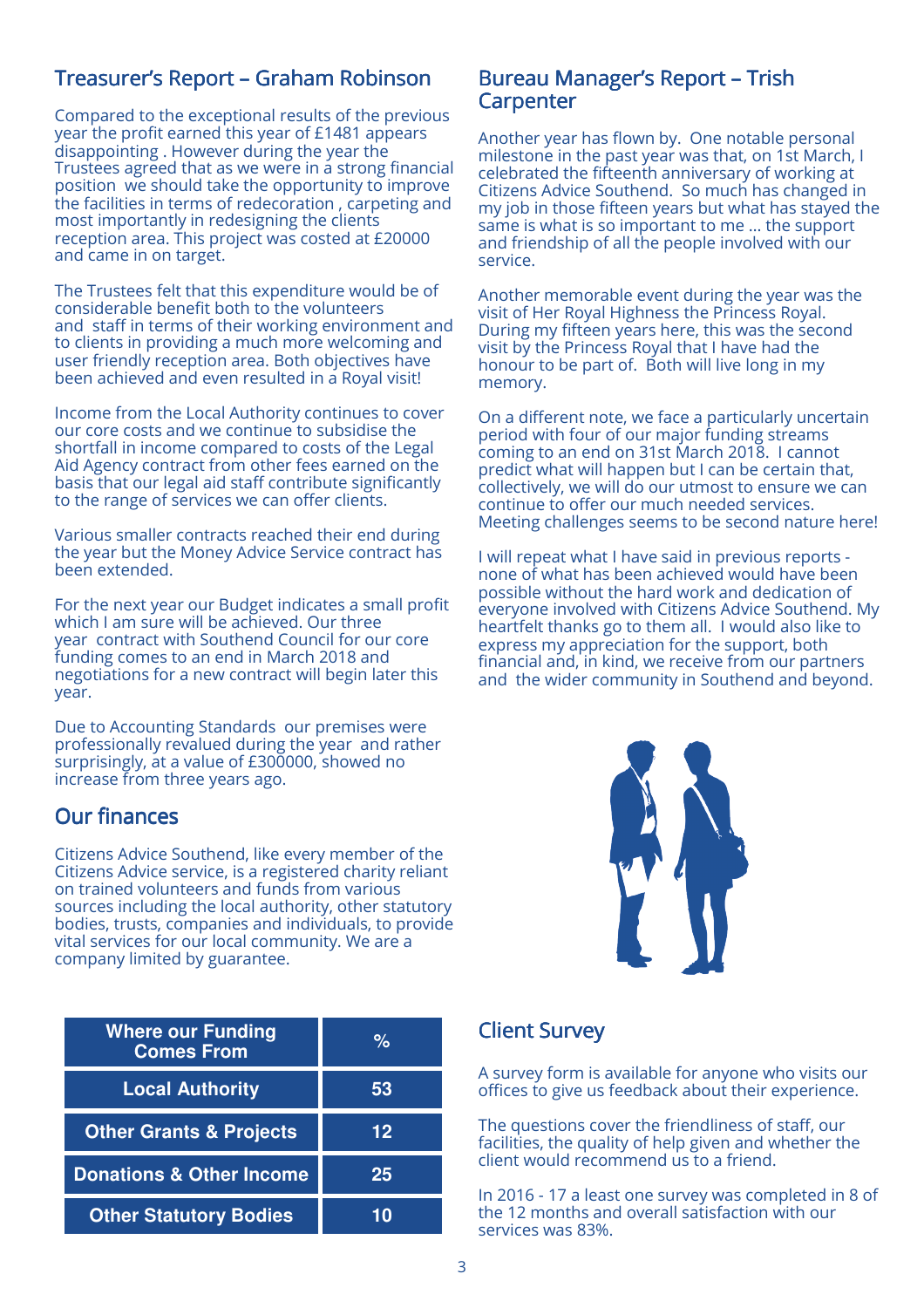## Treasurer's Report – Graham Robinson

Compared to the exceptional results of the previous year the profit earned this year of £1481 appears disappointing . However during the year the Trustees agreed that as we were in a strong financial position we should take the opportunity to improve the facilities in terms of redecoration , carpeting and most importantly in redesigning the clients reception area. This project was costed at £20000 and came in on target.

The Trustees felt that this expenditure would be of considerable benefit both to the volunteers and staff in terms of their working environment and to clients in providing a much more welcoming and user friendly reception area. Both objectives have been achieved and even resulted in a Royal visit!

Income from the Local Authority continues to cover our core costs and we continue to subsidise the shortfall in income compared to costs of the Legal Aid Agency contract from other fees earned on the basis that our legal aid staff contribute significantly to the range of services we can offer clients.

Various smaller contracts reached their end during the year but the Money Advice Service contract has been extended.

For the next year our Budget indicates a small profit which I am sure will be achieved. Our three year contract with Southend Council for our core funding comes to an end in March 2018 and negotiations for a new contract will begin later this year.

Due to Accounting Standards our premises were professionally revalued during the year and rather surprisingly, at a value of £300000, showed no increase from three years ago.

## Our finances

Citizens Advice Southend, like every member of the Citizens Advice service, is a registered charity reliant on trained volunteers and funds from various sources including the local authority, other statutory bodies, trusts, companies and individuals, to provide vital services for our local community. We are a company limited by guarantee.

| Where our Funding Comes From | % |
|---|---|
| Local Authority | 53 |
| Other Grants & Projects | 12 |
| Donations & Other Income | 25 |
| Other Statutory Bodies | 10 |

## Bureau Manager's Report – Trish Carpenter

Another year has flown by. One notable personal milestone in the past year was that, on 1st March, I celebrated the fifteenth anniversary of working at Citizens Advice Southend. So much has changed in my job in those fifteen years but what has stayed the same is what is so important to me ... the support and friendship of all the people involved with our service.

Another memorable event during the year was the visit of Her Royal Highness the Princess Royal. During my fifteen years here, this was the second visit by the Princess Royal that I have had the honour to be part of. Both will live long in my memory.

On a different note, we face a particularly uncertain period with four of our major funding streams coming to an end on 31st March 2018. I cannot predict what will happen but I can be certain that, collectively, we will do our utmost to ensure we can continue to offer our much needed services. Meeting challenges seems to be second nature here!

I will repeat what I have said in previous reports - none of what has been achieved would have been possible without the hard work and dedication of everyone involved with Citizens Advice Southend. My heartfelt thanks go to them all. I would also like to express my appreciation for the support, both financial and, in kind, we receive from our partners and the wider community in Southend and beyond.

## Client Survey

A survey form is available for anyone who visits our offices to give us feedback about their experience.

The questions cover the friendliness of staff, our facilities, the quality of help given and whether the client would recommend us to a friend.

In 2016 - 17 a least one survey was completed in 8 of the 12 months and overall satisfaction with our services was 83%.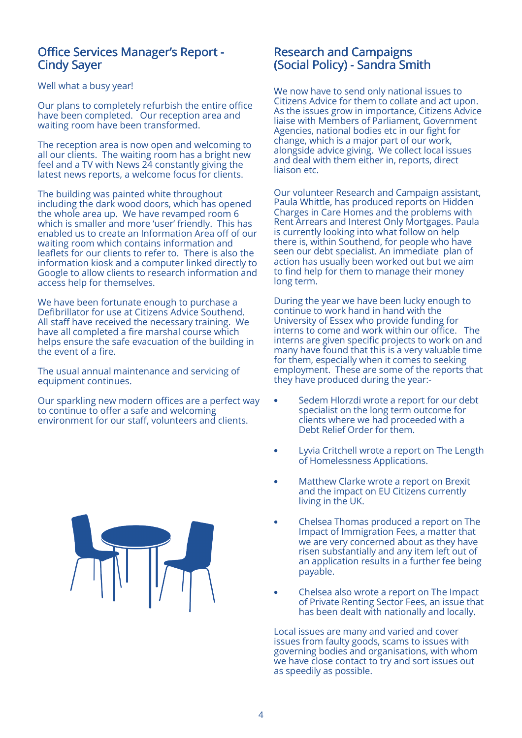## Office Services Manager's Report - Cindy Sayer

Well what a busy year!

Our plans to completely refurbish the entire office have been completed. Our reception area and waiting room have been transformed.

The reception area is now open and welcoming to all our clients. The waiting room has a bright new feel and a TV with News 24 constantly giving the latest news reports, a welcome focus for clients.

The building was painted white throughout including the dark wood doors, which has opened the whole area up. We have revamped room 6 which is smaller and more 'user' friendly. This has enabled us to create an Information Area off of our waiting room which contains information and leaflets for our clients to refer to. There is also the information kiosk and a computer linked directly to Google to allow clients to research information and access help for themselves.

We have been fortunate enough to purchase a Defibrillator for use at Citizens Advice Southend. All staff have received the necessary training. We have all completed a fire marshal course which helps ensure the safe evacuation of the building in the event of a fire.

The usual annual maintenance and servicing of equipment continues.

Our sparkling new modern offices are a perfect way to continue to offer a safe and welcoming environment for our staff, volunteers and clients.

## Research and Campaigns (Social Policy) - Sandra Smith

We now have to send only national issues to Citizens Advice for them to collate and act upon. As the issues grow in importance, Citizens Advice liaise with Members of Parliament, Government Agencies, national bodies etc in our fight for change, which is a major part of our work, alongside advice giving. We collect local issues and deal with them either in, reports, direct liaison etc.

Our volunteer Research and Campaign assistant, Paula Whittle, has produced reports on Hidden Charges in Care Homes and the problems with Rent Arrears and Interest Only Mortgages. Paula is currently looking into what follow on help there is, within Southend, for people who have seen our debt specialist. An immediate plan of action has usually been worked out but we aim to find help for them to manage their money long term.

During the year we have been lucky enough to continue to work hand in hand with the University of Essex who provide funding for interns to come and work within our office. The interns are given specific projects to work on and many have found that this is a very valuable time for them, especially when it comes to seeking employment. These are some of the reports that they have produced during the year:-

- Sedem Hlorzdi wrote a report for our debt specialist on the long term outcome for clients where we had proceeded with a Debt Relief Order for them.
- Lyvia Critchell wrote a report on The Length of Homelessness Applications.
- Matthew Clarke wrote a report on Brexit and the impact on EU Citizens currently living in the UK.
- Chelsea Thomas produced a report on The Impact of Immigration Fees, a matter that we are very concerned about as they have risen substantially and any item left out of an application results in a further fee being payable.
- Chelsea also wrote a report on The Impact of Private Renting Sector Fees, an issue that has been dealt with nationally and locally.

Local issues are many and varied and cover issues from faulty goods, scams to issues with governing bodies and organisations, with whom we have close contact to try and sort issues out as speedily as possible.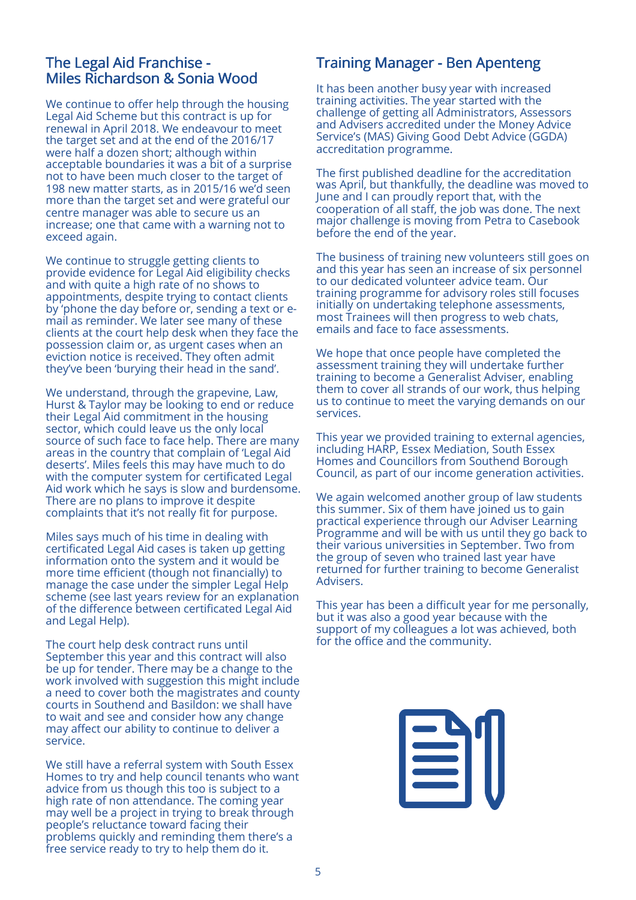## The Legal Aid Franchise - Miles Richardson & Sonia Wood

We continue to offer help through the housing Legal Aid Scheme but this contract is up for renewal in April 2018. We endeavour to meet the target set and at the end of the 2016/17 were half a dozen short; although within acceptable boundaries it was a bit of a surprise not to have been much closer to the target of 198 new matter starts, as in 2015/16 we'd seen more than the target set and were grateful our centre manager was able to secure us an increase; one that came with a warning not to exceed again.

We continue to struggle getting clients to provide evidence for Legal Aid eligibility checks and with quite a high rate of no shows to appointments, despite trying to contact clients by 'phone the day before or, sending a text or e-mail as reminder. We later see many of these clients at the court help desk when they face the possession claim or, as urgent cases when an eviction notice is received. They often admit they've been 'burying their head in the sand'.

We understand, through the grapevine, Law, Hurst & Taylor may be looking to end or reduce their Legal Aid commitment in the housing sector, which could leave us the only local source of such face to face help. There are many areas in the country that complain of 'Legal Aid deserts'. Miles feels this may have much to do with the computer system for certificated Legal Aid work which he says is slow and burdensome. There are no plans to improve it despite complaints that it's not really fit for purpose.

Miles says much of his time in dealing with certificated Legal Aid cases is taken up getting information onto the system and it would be more time efficient (though not financially) to manage the case under the simpler Legal Help scheme (see last years review for an explanation of the difference between certificated Legal Aid and Legal Help).

The court help desk contract runs until September this year and this contract will also be up for tender. There may be a change to the work involved with suggestion this might include a need to cover both the magistrates and county courts in Southend and Basildon: we shall have to wait and see and consider how any change may affect our ability to continue to deliver a service.

We still have a referral system with South Essex Homes to try and help council tenants who want advice from us though this too is subject to a high rate of non attendance. The coming year may well be a project in trying to break through people's reluctance toward facing their problems quickly and reminding them there's a free service ready to try to help them do it.

## Training Manager - Ben Apenteng

It has been another busy year with increased training activities. The year started with the challenge of getting all Administrators, Assessors and Advisers accredited under the Money Advice Service's (MAS) Giving Good Debt Advice (GGDA) accreditation programme.

The first published deadline for the accreditation was April, but thankfully, the deadline was moved to June and I can proudly report that, with the cooperation of all staff, the job was done. The next major challenge is moving from Petra to Casebook before the end of the year.

The business of training new volunteers still goes on and this year has seen an increase of six personnel to our dedicated volunteer advice team. Our training programme for advisory roles still focuses initially on undertaking telephone assessments, most Trainees will then progress to web chats, emails and face to face assessments.

We hope that once people have completed the assessment training they will undertake further training to become a Generalist Adviser, enabling them to cover all strands of our work, thus helping us to continue to meet the varying demands on our services.

This year we provided training to external agencies, including HARP, Essex Mediation, South Essex Homes and Councillors from Southend Borough Council, as part of our income generation activities.

We again welcomed another group of law students this summer. Six of them have joined us to gain practical experience through our Adviser Learning Programme and will be with us until they go back to their various universities in September. Two from the group of seven who trained last year have returned for further training to become Generalist Advisers.

This year has been a difficult year for me personally, but it was also a good year because with the support of my colleagues a lot was achieved, both for the office and the community.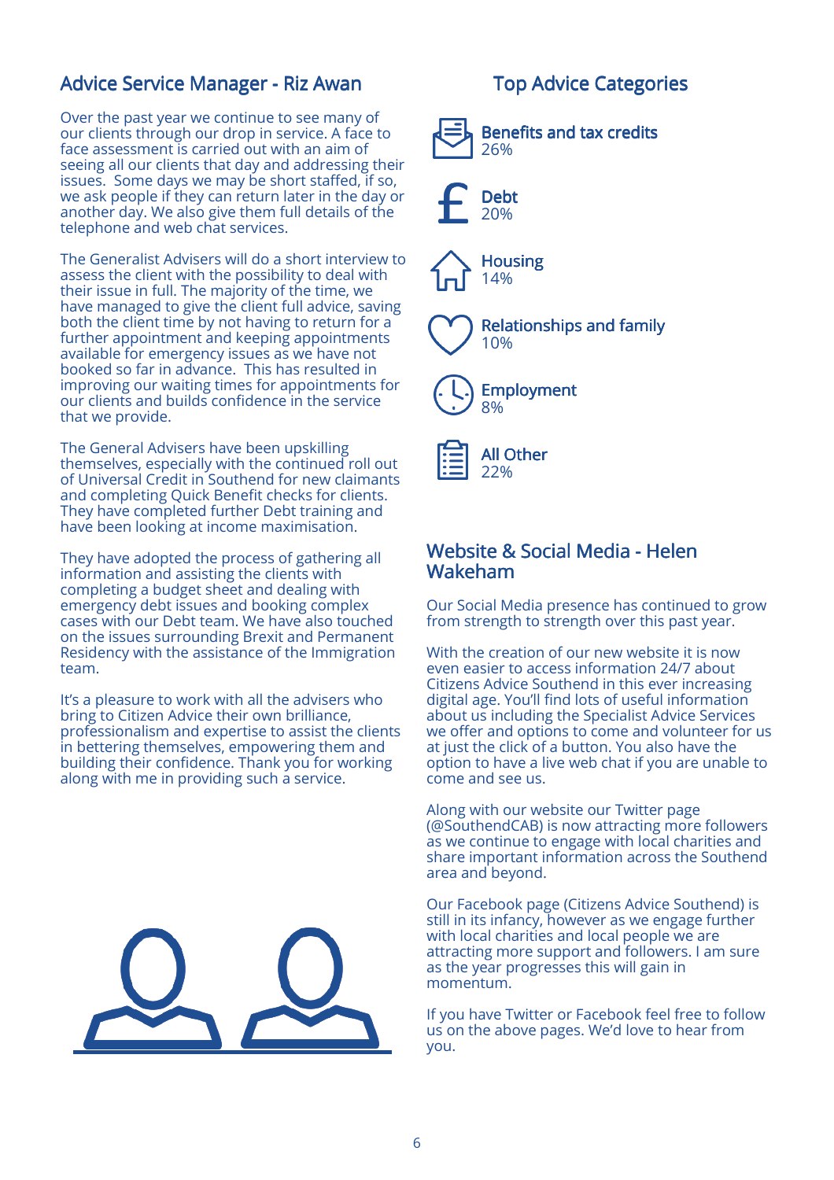## Advice Service Manager - Riz Awan

Over the past year we continue to see many of our clients through our drop in service. A face to face assessment is carried out with an aim of seeing all our clients that day and addressing their issues. Some days we may be short staffed, if so, we ask people if they can return later in the day or another day. We also give them full details of the telephone and web chat services.

The Generalist Advisers will do a short interview to assess the client with the possibility to deal with their issue in full. The majority of the time, we have managed to give the client full advice, saving both the client time by not having to return for a further appointment and keeping appointments available for emergency issues as we have not booked so far in advance. This has resulted in improving our waiting times for appointments for our clients and builds confidence in the service that we provide.

The General Advisers have been upskilling themselves, especially with the continued roll out of Universal Credit in Southend for new claimants and completing Quick Benefit checks for clients. They have completed further Debt training and have been looking at income maximisation.

They have adopted the process of gathering all information and assisting the clients with completing a budget sheet and dealing with emergency debt issues and booking complex cases with our Debt team. We have also touched on the issues surrounding Brexit and Permanent Residency with the assistance of the Immigration team.

It's a pleasure to work with all the advisers who bring to Citizen Advice their own brilliance, professionalism and expertise to assist the clients in bettering themselves, empowering them and building their confidence. Thank you for working along with me in providing such a service.

## Top Advice Categories

- **Benefits and tax credits** 26%
- **Debt** 20%
- **Housing** 14%
- **Relationships and family** 10%
- **Employment** 8%
- **All Other** 22%

## Website & Social Media - Helen Wakeham

Our Social Media presence has continued to grow from strength to strength over this past year.

With the creation of our new website it is now even easier to access information 24/7 about Citizens Advice Southend in this ever increasing digital age. You'll find lots of useful information about us including the Specialist Advice Services we offer and options to come and volunteer for us at just the click of a button. You also have the option to have a live web chat if you are unable to come and see us.

Along with our website our Twitter page (@SouthendCAB) is now attracting more followers as we continue to engage with local charities and share important information across the Southend area and beyond.

Our Facebook page (Citizens Advice Southend) is still in its infancy, however as we engage further with local charities and local people we are attracting more support and followers. I am sure as the year progresses this will gain in momentum.

If you have Twitter or Facebook feel free to follow us on the above pages. We'd love to hear from you.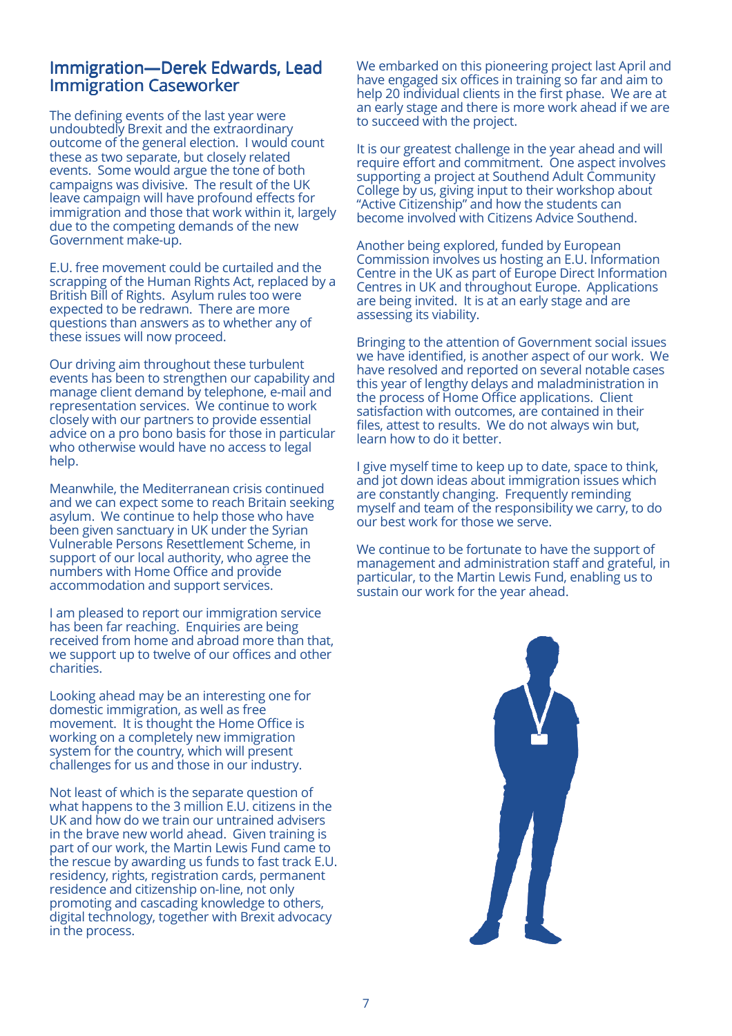## Immigration—Derek Edwards, Lead Immigration Caseworker

The defining events of the last year were undoubtedly Brexit and the extraordinary outcome of the general election. I would count these as two separate, but closely related events. Some would argue the tone of both campaigns was divisive. The result of the UK leave campaign will have profound effects for immigration and those that work within it, largely due to the competing demands of the new Government make-up.

E.U. free movement could be curtailed and the scrapping of the Human Rights Act, replaced by a British Bill of Rights. Asylum rules too were expected to be redrawn. There are more questions than answers as to whether any of these issues will now proceed.

Our driving aim throughout these turbulent events has been to strengthen our capability and manage client demand by telephone, e-mail and representation services. We continue to work closely with our partners to provide essential advice on a pro bono basis for those in particular who otherwise would have no access to legal help.

Meanwhile, the Mediterranean crisis continued and we can expect some to reach Britain seeking asylum. We continue to help those who have been given sanctuary in UK under the Syrian Vulnerable Persons Resettlement Scheme, in support of our local authority, who agree the numbers with Home Office and provide accommodation and support services.

I am pleased to report our immigration service has been far reaching. Enquiries are being received from home and abroad more than that, we support up to twelve of our offices and other charities.

Looking ahead may be an interesting one for domestic immigration, as well as free movement. It is thought the Home Office is working on a completely new immigration system for the country, which will present challenges for us and those in our industry.

Not least of which is the separate question of what happens to the 3 million E.U. citizens in the UK and how do we train our untrained advisers in the brave new world ahead. Given training is part of our work, the Martin Lewis Fund came to the rescue by awarding us funds to fast track E.U. residency, rights, registration cards, permanent residence and citizenship on-line, not only promoting and cascading knowledge to others, digital technology, together with Brexit advocacy in the process.

We embarked on this pioneering project last April and have engaged six offices in training so far and aim to help 20 individual clients in the first phase. We are at an early stage and there is more work ahead if we are to succeed with the project.

It is our greatest challenge in the year ahead and will require effort and commitment. One aspect involves supporting a project at Southend Adult Community College by us, giving input to their workshop about "Active Citizenship" and how the students can become involved with Citizens Advice Southend.

Another being explored, funded by European Commission involves us hosting an E.U. Information Centre in the UK as part of Europe Direct Information Centres in UK and throughout Europe. Applications are being invited. It is at an early stage and are assessing its viability.

Bringing to the attention of Government social issues we have identified, is another aspect of our work. We have resolved and reported on several notable cases this year of lengthy delays and maladministration in the process of Home Office applications. Client satisfaction with outcomes, are contained in their files, attest to results. We do not always win but, learn how to do it better.

I give myself time to keep up to date, space to think, and jot down ideas about immigration issues which are constantly changing. Frequently reminding myself and team of the responsibility we carry, to do our best work for those we serve.

We continue to be fortunate to have the support of management and administration staff and grateful, in particular, to the Martin Lewis Fund, enabling us to sustain our work for the year ahead.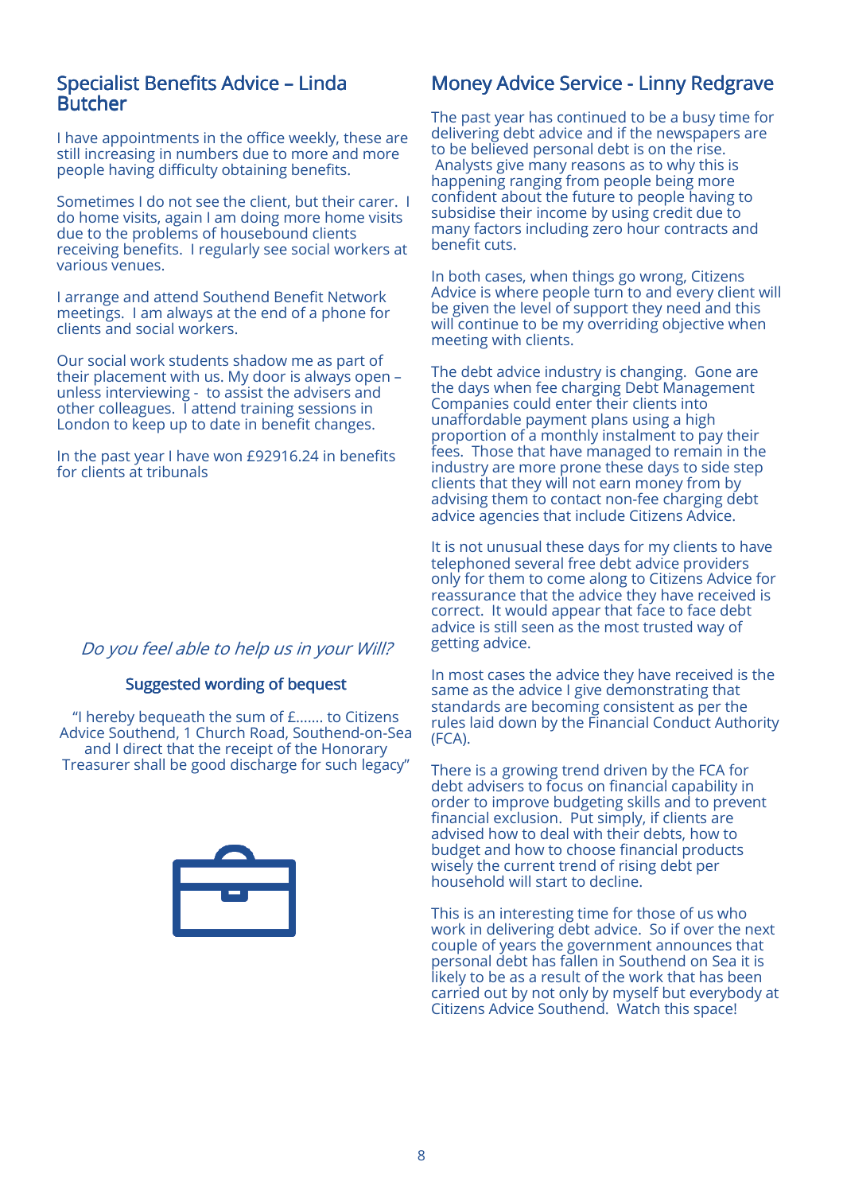## Specialist Benefits Advice – Linda Butcher

I have appointments in the office weekly, these are still increasing in numbers due to more and more people having difficulty obtaining benefits.

Sometimes I do not see the client, but their carer. I do home visits, again I am doing more home visits due to the problems of housebound clients receiving benefits. I regularly see social workers at various venues.

I arrange and attend Southend Benefit Network meetings. I am always at the end of a phone for clients and social workers.

Our social work students shadow me as part of their placement with us. My door is always open – unless interviewing - to assist the advisers and other colleagues. I attend training sessions in London to keep up to date in benefit changes.

In the past year I have won £92916.24 in benefits for clients at tribunals

*Do you feel able to help us in your Will?*

### Suggested wording of bequest

"I hereby bequeath the sum of £……. to Citizens Advice Southend, 1 Church Road, Southend-on-Sea and I direct that the receipt of the Honorary Treasurer shall be good discharge for such legacy"

## Money Advice Service - Linny Redgrave

The past year has continued to be a busy time for delivering debt advice and if the newspapers are to be believed personal debt is on the rise. Analysts give many reasons as to why this is happening ranging from people being more confident about the future to people having to subsidise their income by using credit due to many factors including zero hour contracts and benefit cuts.

In both cases, when things go wrong, Citizens Advice is where people turn to and every client will be given the level of support they need and this will continue to be my overriding objective when meeting with clients.

The debt advice industry is changing. Gone are the days when fee charging Debt Management Companies could enter their clients into unaffordable payment plans using a high proportion of a monthly instalment to pay their fees. Those that have managed to remain in the industry are more prone these days to side step clients that they will not earn money from by advising them to contact non-fee charging debt advice agencies that include Citizens Advice.

It is not unusual these days for my clients to have telephoned several free debt advice providers only for them to come along to Citizens Advice for reassurance that the advice they have received is correct. It would appear that face to face debt advice is still seen as the most trusted way of getting advice.

In most cases the advice they have received is the same as the advice I give demonstrating that standards are becoming consistent as per the rules laid down by the Financial Conduct Authority (FCA).

There is a growing trend driven by the FCA for debt advisers to focus on financial capability in order to improve budgeting skills and to prevent financial exclusion. Put simply, if clients are advised how to deal with their debts, how to budget and how to choose financial products wisely the current trend of rising debt per household will start to decline.

This is an interesting time for those of us who work in delivering debt advice. So if over the next couple of years the government announces that personal debt has fallen in Southend on Sea it is likely to be as a result of the work that has been carried out by not only by myself but everybody at Citizens Advice Southend. Watch this space!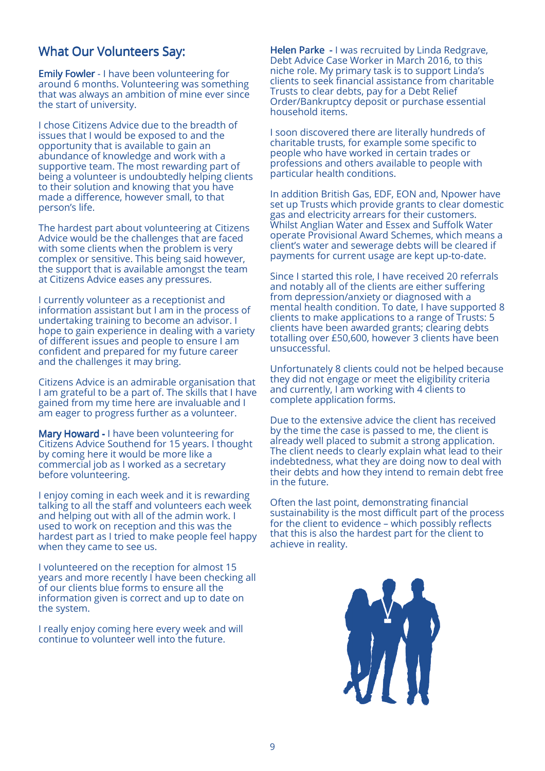## What Our Volunteers Say:

**Emily Fowler** - I have been volunteering for around 6 months. Volunteering was something that was always an ambition of mine ever since the start of university.

I chose Citizens Advice due to the breadth of issues that I would be exposed to and the opportunity that is available to gain an abundance of knowledge and work with a supportive team. The most rewarding part of being a volunteer is undoubtedly helping clients to their solution and knowing that you have made a difference, however small, to that person's life.

The hardest part about volunteering at Citizens Advice would be the challenges that are faced with some clients when the problem is very complex or sensitive. This being said however, the support that is available amongst the team at Citizens Advice eases any pressures.

I currently volunteer as a receptionist and information assistant but I am in the process of undertaking training to become an advisor. I hope to gain experience in dealing with a variety of different issues and people to ensure I am confident and prepared for my future career and the challenges it may bring.

Citizens Advice is an admirable organisation that I am grateful to be a part of. The skills that I have gained from my time here are invaluable and I am eager to progress further as a volunteer.

**Mary Howard -** I have been volunteering for Citizens Advice Southend for 15 years. I thought by coming here it would be more like a commercial job as I worked as a secretary before volunteering.

I enjoy coming in each week and it is rewarding talking to all the staff and volunteers each week and helping out with all of the admin work. I used to work on reception and this was the hardest part as I tried to make people feel happy when they came to see us.

I volunteered on the reception for almost 15 years and more recently I have been checking all of our clients blue forms to ensure all the information given is correct and up to date on the system.

I really enjoy coming here every week and will continue to volunteer well into the future.

**Helen Parke -** I was recruited by Linda Redgrave, Debt Advice Case Worker in March 2016, to this niche role. My primary task is to support Linda's clients to seek financial assistance from charitable Trusts to clear debts, pay for a Debt Relief Order/Bankruptcy deposit or purchase essential household items.

I soon discovered there are literally hundreds of charitable trusts, for example some specific to people who have worked in certain trades or professions and others available to people with particular health conditions.

In addition British Gas, EDF, EON and, Npower have set up Trusts which provide grants to clear domestic gas and electricity arrears for their customers. Whilst Anglian Water and Essex and Suffolk Water operate Provisional Award Schemes, which means a client's water and sewerage debts will be cleared if payments for current usage are kept up-to-date.

Since I started this role, I have received 20 referrals and notably all of the clients are either suffering from depression/anxiety or diagnosed with a mental health condition. To date, I have supported 8 clients to make applications to a range of Trusts: 5 clients have been awarded grants; clearing debts totalling over £50,600, however 3 clients have been unsuccessful.

Unfortunately 8 clients could not be helped because they did not engage or meet the eligibility criteria and currently, I am working with 4 clients to complete application forms.

Due to the extensive advice the client has received by the time the case is passed to me, the client is already well placed to submit a strong application. The client needs to clearly explain what lead to their indebtedness, what they are doing now to deal with their debts and how they intend to remain debt free in the future.

Often the last point, demonstrating financial sustainability is the most difficult part of the process for the client to evidence – which possibly reflects that this is also the hardest part for the client to achieve in reality.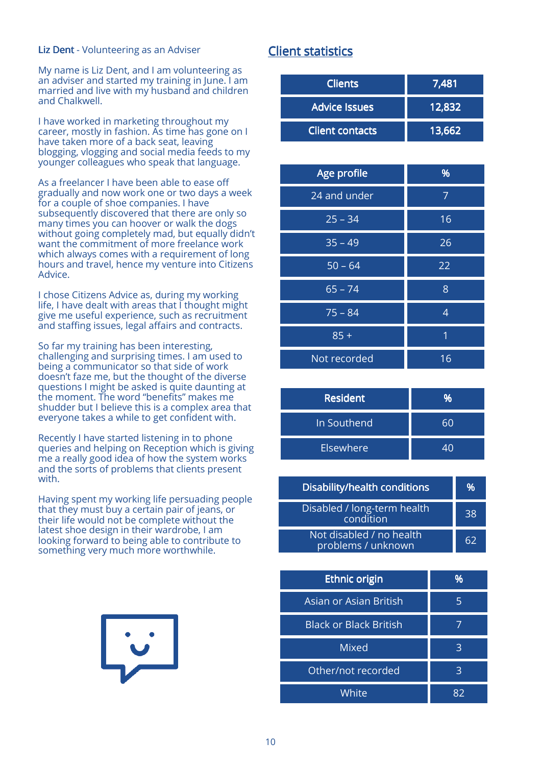**Liz Dent** - Volunteering as an Adviser

My name is Liz Dent, and I am volunteering as an adviser and started my training in June. I am married and live with my husband and children and Chalkwell.

I have worked in marketing throughout my career, mostly in fashion. As time has gone on I have taken more of a back seat, leaving blogging, vlogging and social media feeds to my younger colleagues who speak that language.

As a freelancer I have been able to ease off gradually and now work one or two days a week for a couple of shoe companies. I have subsequently discovered that there are only so many times you can hoover or walk the dogs without going completely mad, but equally didn't want the commitment of more freelance work which always comes with a requirement of long hours and travel, hence my venture into Citizens Advice.

I chose Citizens Advice as, during my working life, I have dealt with areas that I thought might give me useful experience, such as recruitment and staffing issues, legal affairs and contracts.

So far my training has been interesting, challenging and surprising times. I am used to being a communicator so that side of work doesn't faze me, but the thought of the diverse questions I might be asked is quite daunting at the moment. The word "benefits" makes me shudder but I believe this is a complex area that everyone takes a while to get confident with.

Recently I have started listening in to phone queries and helping on Reception which is giving me a really good idea of how the system works and the sorts of problems that clients present with.

Having spent my working life persuading people that they must buy a certain pair of jeans, or their life would not be complete without the latest shoe design in their wardrobe, I am looking forward to being able to contribute to something very much more worthwhile.

## Client statistics

| Clients | 7,481 |
|---|---|
| Advice Issues | 12,832 |
| Client contacts | 13,662 |

| Age profile | % |
|---|---|
| 24 and under | 7 |
| 25 – 34 | 16 |
| 35 – 49 | 26 |
| 50 – 64 | 22 |
| 65 – 74 | 8 |
| 75 – 84 | 4 |
| 85 + | 1 |
| Not recorded | 16 |

| Resident | % |
|---|---|
| In Southend | 60 |
| Elsewhere | 40 |

| Disability/health conditions | % |
|---|---|
| Disabled / long-term health condition | 38 |
| Not disabled / no health problems / unknown | 62 |

| Ethnic origin | % |
|---|---|
| Asian or Asian British | 5 |
| Black or Black British | 7 |
| Mixed | 3 |
| Other/not recorded | 3 |
| White | 82 |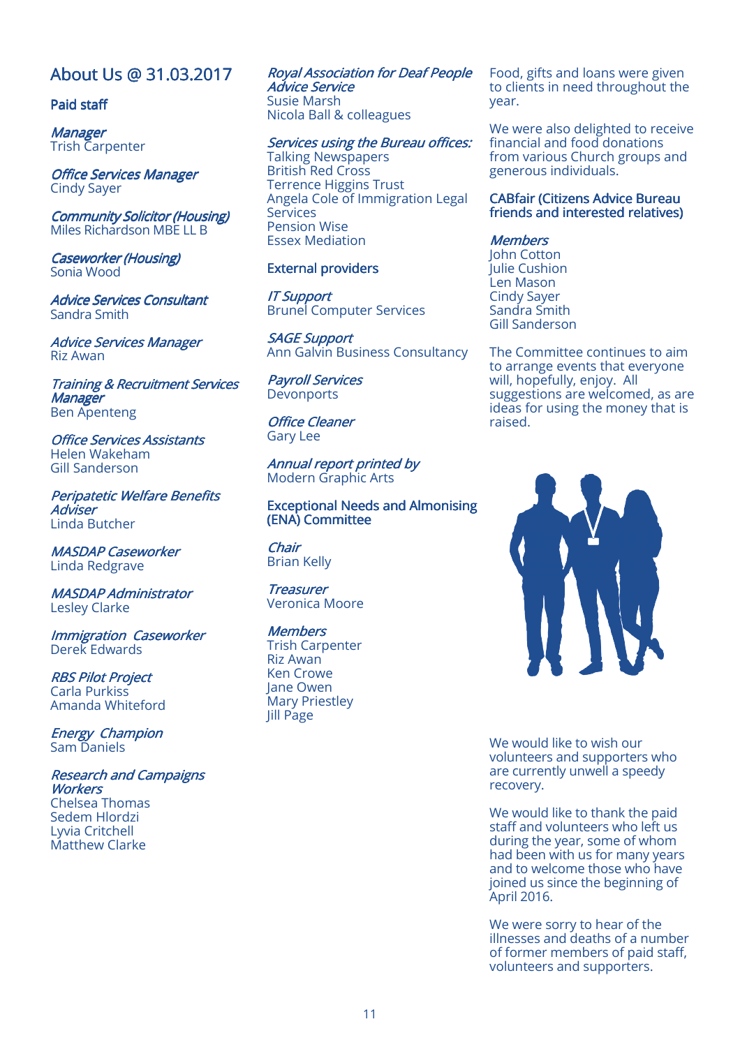## About Us @ 31.03.2017

### Paid staff

*Manager*
Trish Carpenter

*Office Services Manager*
Cindy Sayer

*Community Solicitor (Housing)*
Miles Richardson MBE LL B

*Caseworker (Housing)*
Sonia Wood

*Advice Services Consultant*
Sandra Smith

*Advice Services Manager*
Riz Awan

*Training & Recruitment Services Manager*
Ben Apenteng

*Office Services Assistants*
Helen Wakeham
Gill Sanderson

*Peripatetic Welfare Benefits Adviser*
Linda Butcher

*MASDAP Caseworker*
Linda Redgrave

*MASDAP Administrator*
Lesley Clarke

*Immigration Caseworker*
Derek Edwards

*RBS Pilot Project*
Carla Purkiss
Amanda Whiteford

*Energy Champion*
Sam Daniels

*Research and Campaigns Workers*
Chelsea Thomas
Sedem Hlordzi
Lyvia Critchell
Matthew Clarke

*Royal Association for Deaf People Advice Service*
Susie Marsh
Nicola Ball & colleagues

*Services using the Bureau offices:*
Talking Newspapers
British Red Cross
Terrence Higgins Trust
Angela Cole of Immigration Legal Services
Pension Wise
Essex Mediation

### External providers

*IT Support*
Brunel Computer Services

*SAGE Support*
Ann Galvin Business Consultancy

*Payroll Services*
Devonports

*Office Cleaner*
Gary Lee

*Annual report printed by*
Modern Graphic Arts

### Exceptional Needs and Almonising (ENA) Committee

*Chair*
Brian Kelly

*Treasurer*
Veronica Moore

*Members*
Trish Carpenter
Riz Awan
Ken Crowe
Jane Owen
Mary Priestley
Jill Page

Food, gifts and loans were given to clients in need throughout the year.

We were also delighted to receive financial and food donations from various Church groups and generous individuals.

### CABfair (Citizens Advice Bureau friends and interested relatives)

*Members*
John Cotton
Julie Cushion
Len Mason
Cindy Sayer
Sandra Smith
Gill Sanderson

The Committee continues to aim to arrange events that everyone will, hopefully, enjoy. All suggestions are welcomed, as are ideas for using the money that is raised.

We would like to wish our volunteers and supporters who are currently unwell a speedy recovery.

We would like to thank the paid staff and volunteers who left us during the year, some of whom had been with us for many years and to welcome those who have joined us since the beginning of April 2016.

We were sorry to hear of the illnesses and deaths of a number of former members of paid staff, volunteers and supporters.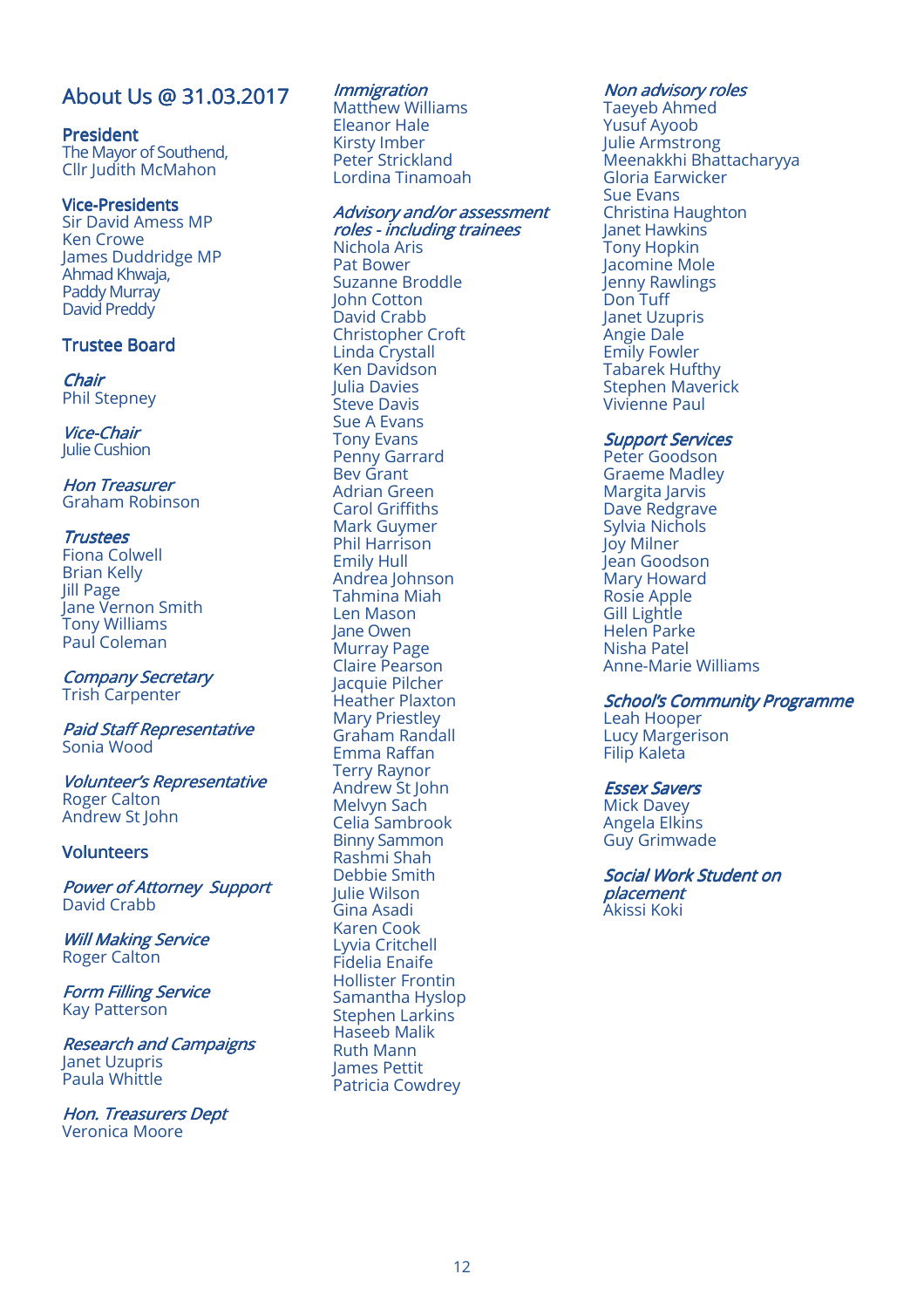## About Us @ 31.03.2017

### President

The Mayor of Southend,
Cllr Judith McMahon

### Vice-Presidents

Sir David Amess MP
Ken Crowe
James Duddridge MP
Ahmad Khwaja,
Paddy Murray
David Preddy

### Trustee Board

*Chair*
Phil Stepney

*Vice-Chair*
Julie Cushion

*Hon Treasurer*
Graham Robinson

*Trustees*
Fiona Colwell
Brian Kelly
Jill Page
Jane Vernon Smith
Tony Williams
Paul Coleman

*Company Secretary*
Trish Carpenter

*Paid Staff Representative*
Sonia Wood

*Volunteer's Representative*
Roger Calton
Andrew St John

### Volunteers

*Power of Attorney Support*
David Crabb

*Will Making Service*
Roger Calton

*Form Filling Service*
Kay Patterson

*Research and Campaigns*
Janet Uzupris
Paula Whittle

*Hon. Treasurers Dept*
Veronica Moore

*Immigration*
Matthew Williams
Eleanor Hale
Kirsty Imber
Peter Strickland
Lordina Tinamoah

*Advisory and/or assessment roles - including trainees*
Nichola Aris
Pat Bower
Suzanne Broddle
John Cotton
David Crabb
Christopher Croft
Linda Crystall
Ken Davidson
Julia Davies
Steve Davis
Sue A Evans
Tony Evans
Penny Garrard
Bev Grant
Adrian Green
Carol Griffiths
Mark Guymer
Phil Harrison
Emily Hull
Andrea Johnson
Tahmina Miah
Len Mason
Jane Owen
Murray Page
Claire Pearson
Jacquie Pilcher
Heather Plaxton
Mary Priestley
Graham Randall
Emma Raffan
Terry Raynor
Andrew St John
Melvyn Sach
Celia Sambrook
Binny Sammon
Rashmi Shah
Debbie Smith
Julie Wilson
Gina Asadi
Karen Cook
Lyvia Critchell
Fidelia Enaife
Hollister Frontin
Samantha Hyslop
Stephen Larkins
Haseeb Malik
Ruth Mann
James Pettit
Patricia Cowdrey

*Non advisory roles*
Taeyeb Ahmed
Yusuf Ayoob
Julie Armstrong
Meenakkhi Bhattacharyya
Gloria Earwicker
Sue Evans
Christina Haughton
Janet Hawkins
Tony Hopkin
Jacomine Mole
Jenny Rawlings
Don Tuff
Janet Uzupris
Angie Dale
Emily Fowler
Tabarek Hufthy
Stephen Maverick
Vivienne Paul

*Support Services*
Peter Goodson
Graeme Madley
Margita Jarvis
Dave Redgrave
Sylvia Nichols
Joy Milner
Jean Goodson
Mary Howard
Rosie Apple
Gill Lightle
Helen Parke
Nisha Patel
Anne-Marie Williams

*School's Community Programme*
Leah Hooper
Lucy Margerison
Filip Kaleta

*Essex Savers*
Mick Davey
Angela Elkins
Guy Grimwade

*Social Work Student on placement*
Akissi Koki